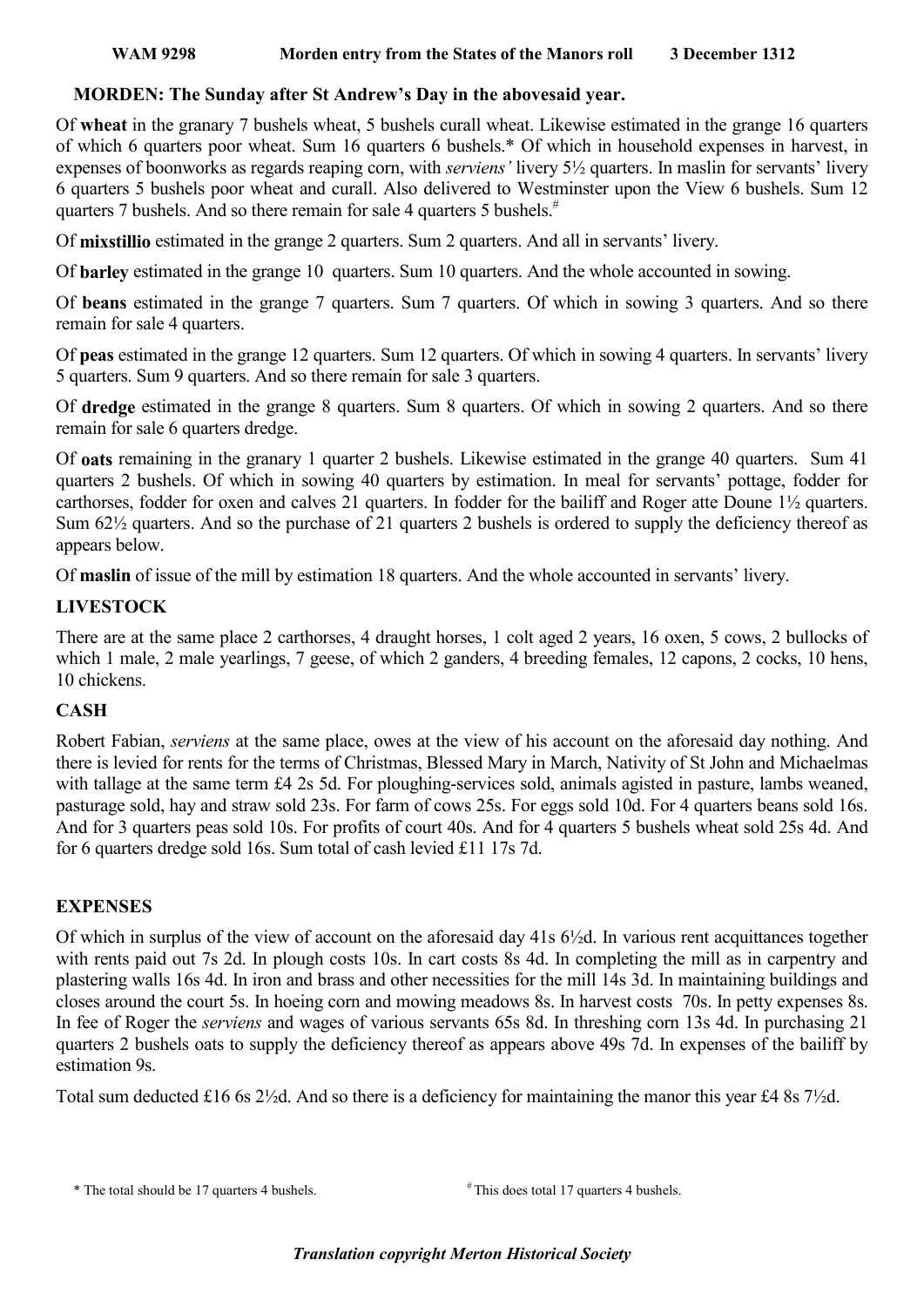**WAM 9298 Morden entry from the States of the Manors roll 3 December 1312**

## MORDEN: The Sunday after St Andrew's Day in the abovesaid year.

Of **wheat** in the granary 7 bushels wheat, 5 bushels curall wheat. Likewise estimated in the grange 16 quarters of which 6 quarters poor wheat. Sum 16 quarters 6 bushels.* Of which in household expenses in harvest, in expenses of boonworks as regards reaping corn, with *serviens'* livery 5½ quarters. In maslin for servants' livery 6 quarters 5 bushels poor wheat and curall. Also delivered to Westminster upon the View 6 bushels. Sum 12 quarters 7 bushels. And so there remain for sale 4 quarters 5 bushels.#

Of **mixstillio** estimated in the grange 2 quarters. Sum 2 quarters. And all in servants' livery.

Of **barley** estimated in the grange 10 quarters. Sum 10 quarters. And the whole accounted in sowing.

Of **beans** estimated in the grange 7 quarters. Sum 7 quarters. Of which in sowing 3 quarters. And so there remain for sale 4 quarters.

Of **peas** estimated in the grange 12 quarters. Sum 12 quarters. Of which in sowing 4 quarters. In servants' livery 5 quarters. Sum 9 quarters. And so there remain for sale 3 quarters.

Of **dredge** estimated in the grange 8 quarters. Sum 8 quarters. Of which in sowing 2 quarters. And so there remain for sale 6 quarters dredge.

Of **oats** remaining in the granary 1 quarter 2 bushels. Likewise estimated in the grange 40 quarters. Sum 41 quarters 2 bushels. Of which in sowing 40 quarters by estimation. In meal for servants' pottage, fodder for carthorses, fodder for oxen and calves 21 quarters. In fodder for the bailiff and Roger atte Doune 1½ quarters. Sum 62½ quarters. And so the purchase of 21 quarters 2 bushels is ordered to supply the deficiency thereof as appears below.

Of **maslin** of issue of the mill by estimation 18 quarters. And the whole accounted in servants' livery.

## LIVESTOCK

There are at the same place 2 carthorses, 4 draught horses, 1 colt aged 2 years, 16 oxen, 5 cows, 2 bullocks of which 1 male, 2 male yearlings, 7 geese, of which 2 ganders, 4 breeding females, 12 capons, 2 cocks, 10 hens, 10 chickens.

## CASH

Robert Fabian, *serviens* at the same place, owes at the view of his account on the aforesaid day nothing. And there is levied for rents for the terms of Christmas, Blessed Mary in March, Nativity of St John and Michaelmas with tallage at the same term £4 2s 5d. For ploughing-services sold, animals agisted in pasture, lambs weaned, pasturage sold, hay and straw sold 23s. For farm of cows 25s. For eggs sold 10d. For 4 quarters beans sold 16s. And for 3 quarters peas sold 10s. For profits of court 40s. And for 4 quarters 5 bushels wheat sold 25s 4d. And for 6 quarters dredge sold 16s. Sum total of cash levied £11 17s 7d.

## EXPENSES

Of which in surplus of the view of account on the aforesaid day 41s 6½d. In various rent acquittances together with rents paid out 7s 2d. In plough costs 10s. In cart costs 8s 4d. In completing the mill as in carpentry and plastering walls 16s 4d. In iron and brass and other necessities for the mill 14s 3d. In maintaining buildings and closes around the court 5s. In hoeing corn and mowing meadows 8s. In harvest costs 70s. In petty expenses 8s. In fee of Roger the *serviens* and wages of various servants 65s 8d. In threshing corn 13s 4d. In purchasing 21 quarters 2 bushels oats to supply the deficiency thereof as appears above 49s 7d. In expenses of the bailiff by estimation 9s.

Total sum deducted £16 6s 2½d. And so there is a deficiency for maintaining the manor this year £4 8s 7½d.

\* The total should be 17 quarters 4 bushels.

\# This does total 17 quarters 4 bushels.

***Translation copyright Merton Historical Society***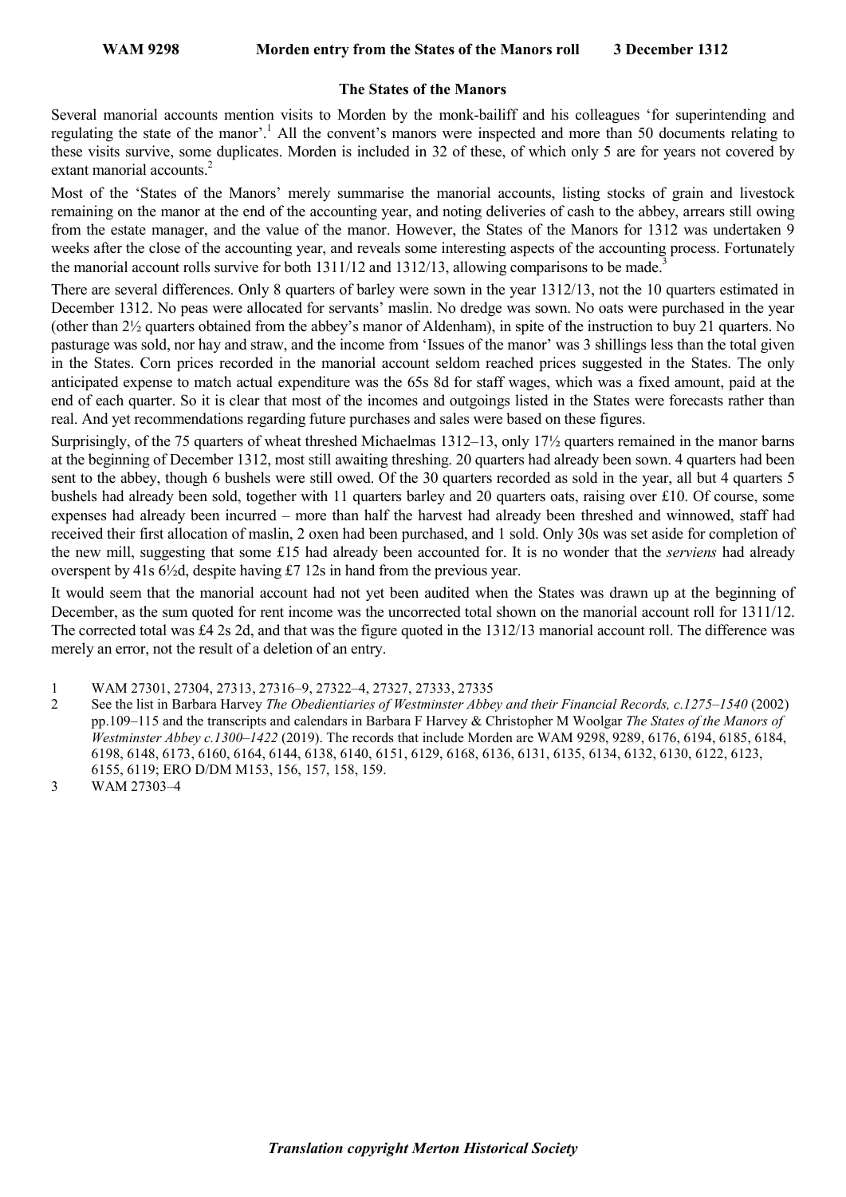## The States of the Manors

Several manorial accounts mention visits to Morden by the monk-bailiff and his colleagues 'for superintending and regulating the state of the manor'.[1] All the convent's manors were inspected and more than 50 documents relating to these visits survive, some duplicates. Morden is included in 32 of these, of which only 5 are for years not covered by extant manorial accounts.[2]

Most of the 'States of the Manors' merely summarise the manorial accounts, listing stocks of grain and livestock remaining on the manor at the end of the accounting year, and noting deliveries of cash to the abbey, arrears still owing from the estate manager, and the value of the manor. However, the States of the Manors for 1312 was undertaken 9 weeks after the close of the accounting year, and reveals some interesting aspects of the accounting process. Fortunately the manorial account rolls survive for both 1311/12 and 1312/13, allowing comparisons to be made.[3]

There are several differences. Only 8 quarters of barley were sown in the year 1312/13, not the 10 quarters estimated in December 1312. No peas were allocated for servants' maslin. No dredge was sown. No oats were purchased in the year (other than 2½ quarters obtained from the abbey's manor of Aldenham), in spite of the instruction to buy 21 quarters. No pasturage was sold, nor hay and straw, and the income from 'Issues of the manor' was 3 shillings less than the total given in the States. Corn prices recorded in the manorial account seldom reached prices suggested in the States. The only anticipated expense to match actual expenditure was the 65s 8d for staff wages, which was a fixed amount, paid at the end of each quarter. So it is clear that most of the incomes and outgoings listed in the States were forecasts rather than real. And yet recommendations regarding future purchases and sales were based on these figures.

Surprisingly, of the 75 quarters of wheat threshed Michaelmas 1312–13, only 17½ quarters remained in the manor barns at the beginning of December 1312, most still awaiting threshing. 20 quarters had already been sown. 4 quarters had been sent to the abbey, though 6 bushels were still owed. Of the 30 quarters recorded as sold in the year, all but 4 quarters 5 bushels had already been sold, together with 11 quarters barley and 20 quarters oats, raising over £10. Of course, some expenses had already been incurred – more than half the harvest had already been threshed and winnowed, staff had received their first allocation of maslin, 2 oxen had been purchased, and 1 sold. Only 30s was set aside for completion of the new mill, suggesting that some £15 had already been accounted for. It is no wonder that the *serviens* had already overspent by 41s 6½d, despite having £7 12s in hand from the previous year.

It would seem that the manorial account had not yet been audited when the States was drawn up at the beginning of December, as the sum quoted for rent income was the uncorrected total shown on the manorial account roll for 1311/12. The corrected total was £4 2s 2d, and that was the figure quoted in the 1312/13 manorial account roll. The difference was merely an error, not the result of a deletion of an entry.

1 WAM 27301, 27304, 27313, 27316–9, 27322–4, 27327, 27333, 27335

2 See the list in Barbara Harvey *The Obedientiaries of Westminster Abbey and their Financial Records, c.1275–1540* (2002) pp.109–115 and the transcripts and calendars in Barbara F Harvey & Christopher M Woolgar *The States of the Manors of Westminster Abbey c.1300–1422* (2019). The records that include Morden are WAM 9298, 9289, 6176, 6194, 6185, 6184, 6198, 6148, 6173, 6160, 6164, 6144, 6138, 6140, 6151, 6129, 6168, 6136, 6131, 6135, 6134, 6132, 6130, 6122, 6123, 6155, 6119; ERO D/DM M153, 156, 157, 158, 159.

3 WAM 27303–4